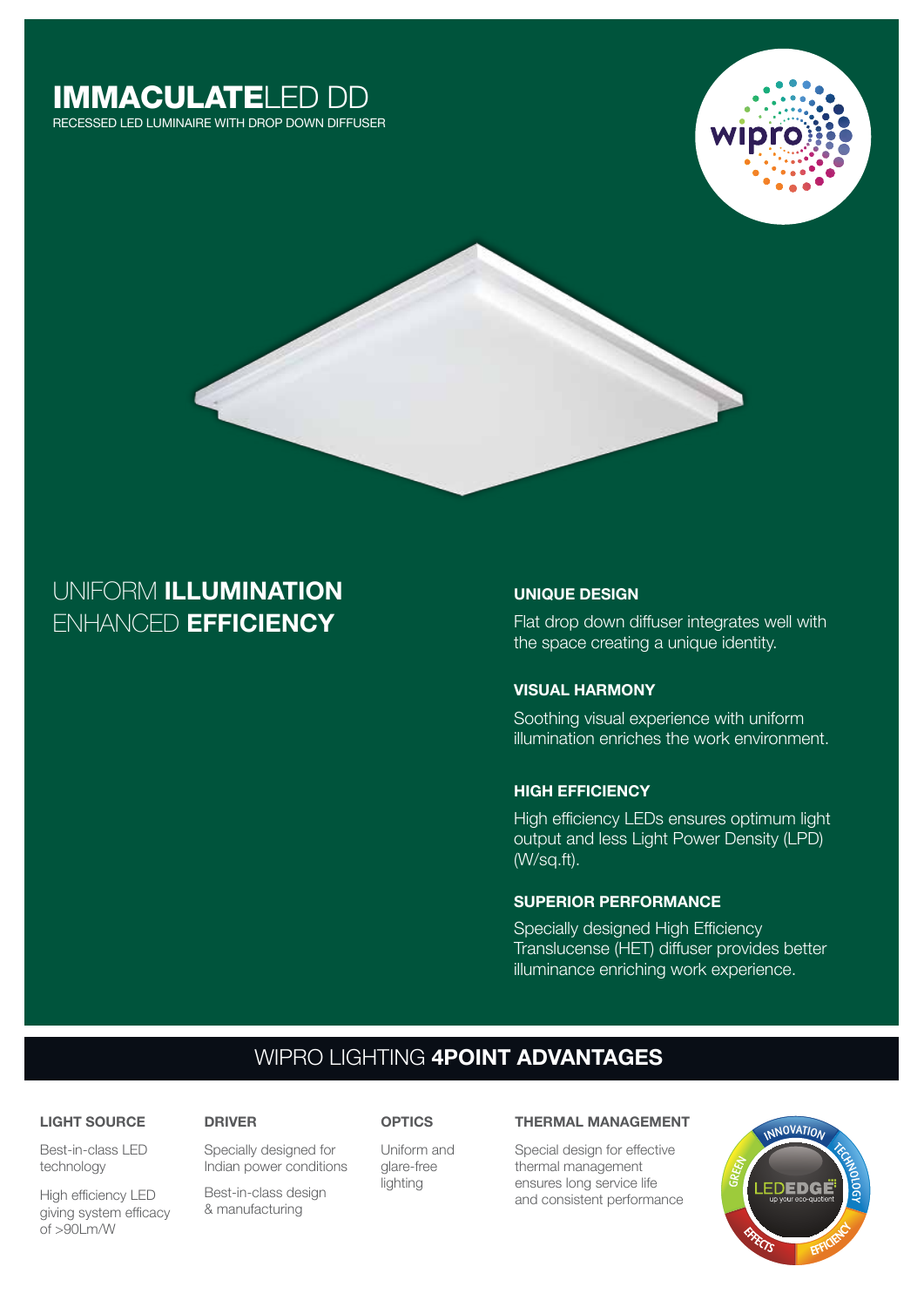# IMMACULATELED DD

RECESSED LED LUMINAIRE WITH DROP DOWN DIFFUSER

## UNIFORM **ILLUMINATION** ENHANCED **EFFICIENCY**

### UNIQUE DESIGN

Flat drop down diffuser integrates well with the space creating a unique identity.

### VISUAL HARMONY

Soothing visual experience with uniform illumination enriches the work environment.

### HIGH EFFICIENCY

High efficiency LEDs ensures optimum light output and less Light Power Density (LPD) (W/sq.ft).

### SUPERIOR PERFORMANCE

Specially designed High Efficiency Translucense (HET) diffuser provides better illuminance enriching work experience.

## WIPRO LIGHTING **4POINT ADVANTAGES**

### LIGHT SOURCE

Best-in-class LED technology

High efficiency LED giving system efficacy of >90Lm/W

### DRIVER

Specially designed for Indian power conditions

Best-in-class design & manufacturing

### OPTICS

Uniform and glare-free lighting

### THERMAL MANAGEMENT

Special design for effective thermal management ensures long service life and consistent performance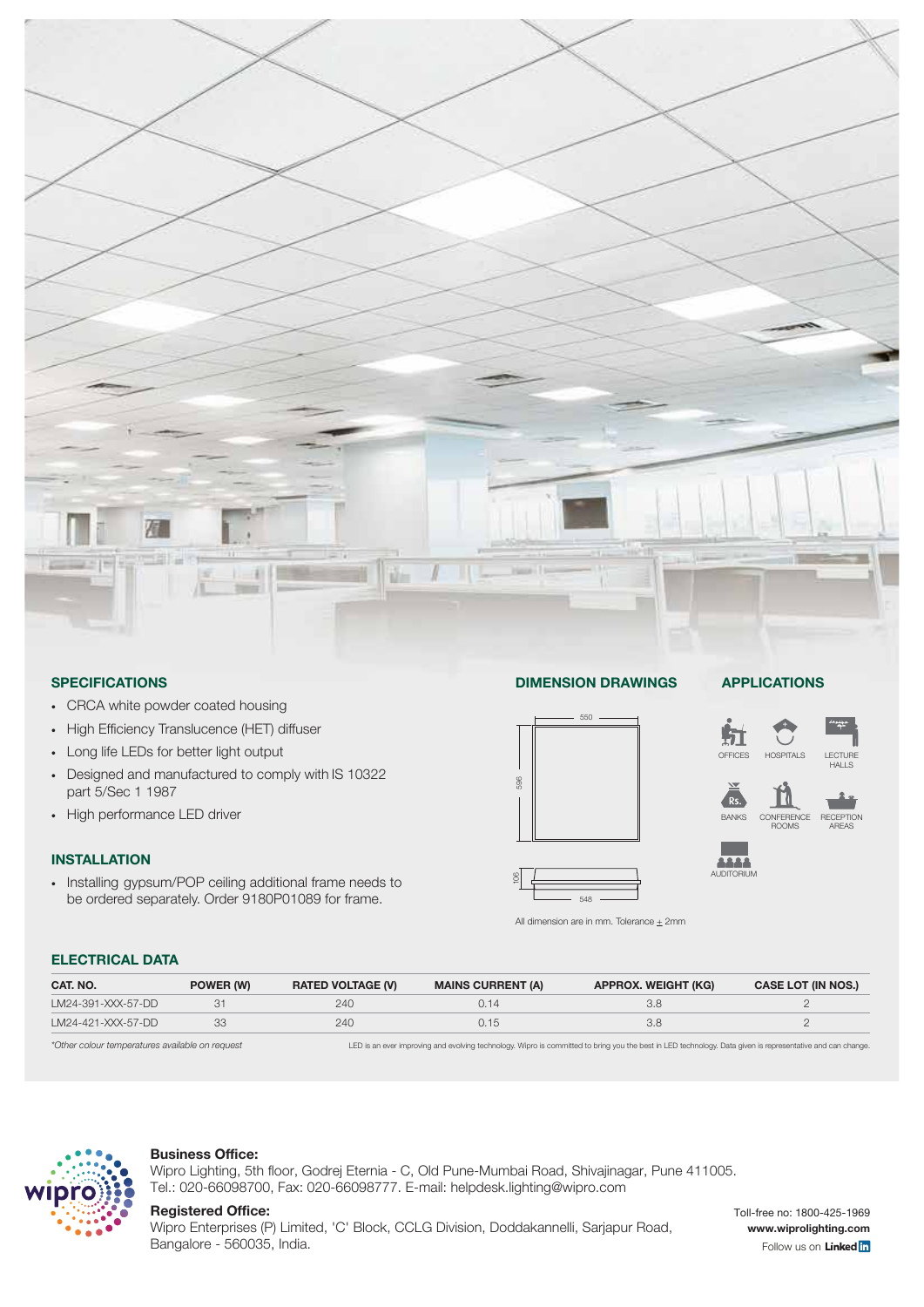## SPECIFICATIONS

- CRCA white powder coated housing
- High Efficiency Translucence (HET) diffuser
- Long life LEDs for better light output
- Designed and manufactured to comply with IS 10322 part 5/Sec 1 1987
- High performance LED driver

## INSTALLATION

- Installing gypsum/POP ceiling additional frame needs to be ordered separately. Order 9180P01089 for frame.

## DIMENSION DRAWINGS

550

596

106

548

All dimension are in mm. Tolerance ± 2mm

## APPLICATIONS

OFFICES
HOSPITALS
LECTURE HALLS
BANKS
CONFERENCE ROOMS
RECEPTION AREAS
AUDITORIUM

## ELECTRICAL DATA

| CAT. NO. | POWER (W) | RATED VOLTAGE (V) | MAINS CURRENT (A) | APPROX. WEIGHT (KG) | CASE LOT (IN NOS.) |
|---|---|---|---|---|---|
| LM24-391-XXX-57-DD | 31 | 240 | 0.14 | 3.8 | 2 |
| LM24-421-XXX-57-DD | 33 | 240 | 0.15 | 3.8 | 2 |

*Other colour temperatures available on request*

LED is an ever improving and evolving technology. Wipro is committed to bring you the best in LED technology. Data given is representative and can change.

**Business Office:**
Wipro Lighting, 5th floor, Godrej Eternia - C, Old Pune-Mumbai Road, Shivajinagar, Pune 411005.
Tel.: 020-66098700, Fax: 020-66098777. E-mail: helpdesk.lighting@wipro.com

**Registered Office:**
Wipro Enterprises (P) Limited, 'C' Block, CCLG Division, Doddakannelli, Sarjapur Road, Bangalore - 560035, India.

Toll-free no: 1800-425-1969
**www.wiprolighting.com**
Follow us on LinkedIn